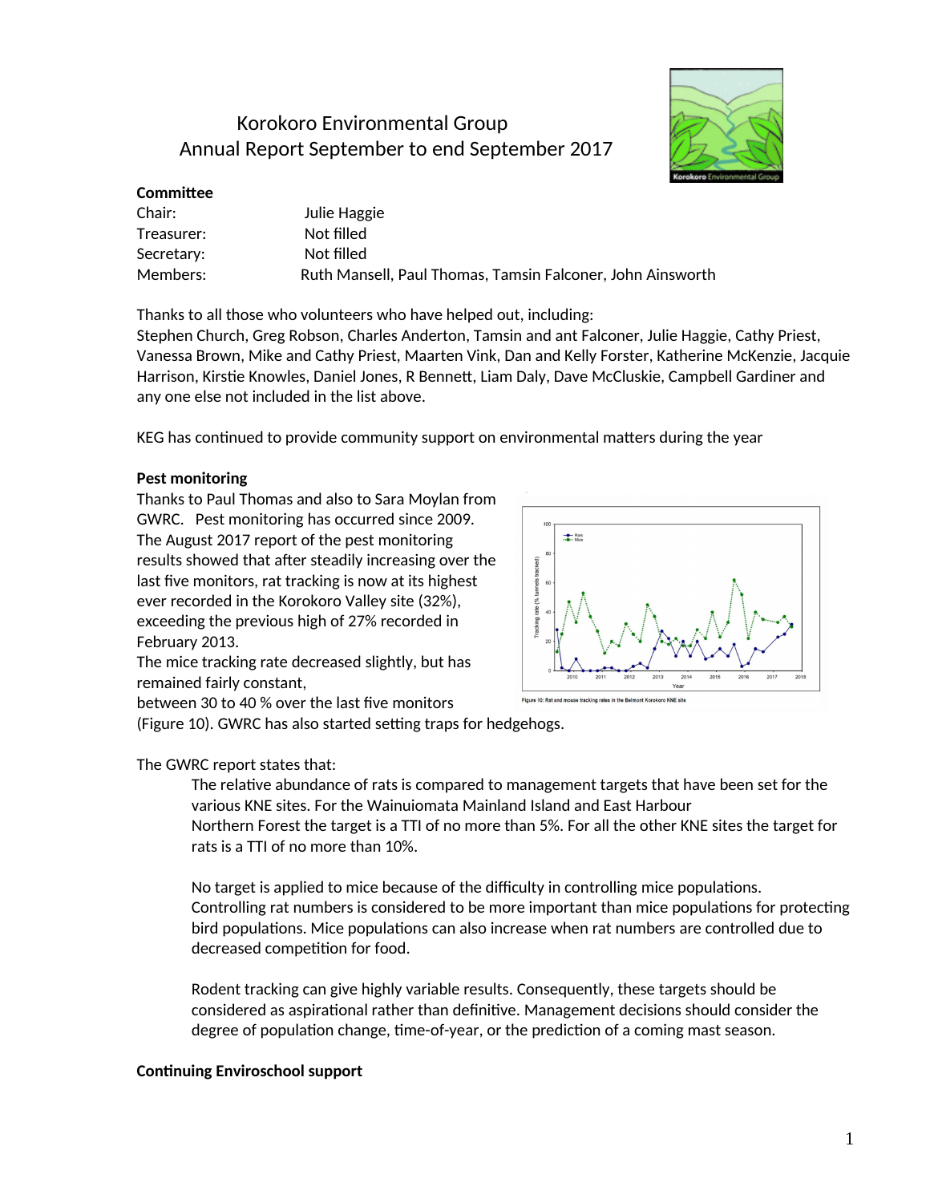# Korokoro Environmental Group
## Annual Report September to end September 2017

**Committee**

| | |
|---|---|
| Chair: | Julie Haggie |
| Treasurer: | Not filled |
| Secretary: | Not filled |
| Members: | Ruth Mansell, Paul Thomas, Tamsin Falconer, John Ainsworth |

Thanks to all those who volunteers who have helped out, including:
Stephen Church, Greg Robson, Charles Anderton, Tamsin and ant Falconer, Julie Haggie, Cathy Priest, Vanessa Brown, Mike and Cathy Priest, Maarten Vink, Dan and Kelly Forster, Katherine McKenzie, Jacquie Harrison, Kirstie Knowles, Daniel Jones, R Bennett, Liam Daly, Dave McCluskie, Campbell Gardiner and any one else not included in the list above.

KEG has continued to provide community support on environmental matters during the year

**Pest monitoring**

Thanks to Paul Thomas and also to Sara Moylan from GWRC. Pest monitoring has occurred since 2009. The August 2017 report of the pest monitoring results showed that after steadily increasing over the last five monitors, rat tracking is now at its highest ever recorded in the Korokoro Valley site (32%), exceeding the previous high of 27% recorded in February 2013.
The mice tracking rate decreased slightly, but has remained fairly constant, between 30 to 40 % over the last five monitors (Figure 10). GWRC has also started setting traps for hedgehogs.

Figure 10: Rat and mouse tracking rates in the Belmont Korokoro KNE site

The GWRC report states that:

> The relative abundance of rats is compared to management targets that have been set for the various KNE sites. For the Wainuiomata Mainland Island and East Harbour Northern Forest the target is a TTI of no more than 5%. For all the other KNE sites the target for rats is a TTI of no more than 10%.
>
> No target is applied to mice because of the difficulty in controlling mice populations. Controlling rat numbers is considered to be more important than mice populations for protecting bird populations. Mice populations can also increase when rat numbers are controlled due to decreased competition for food.
>
> Rodent tracking can give highly variable results. Consequently, these targets should be considered as aspirational rather than definitive. Management decisions should consider the degree of population change, time-of-year, or the prediction of a coming mast season.

**Continuing Enviroschool support**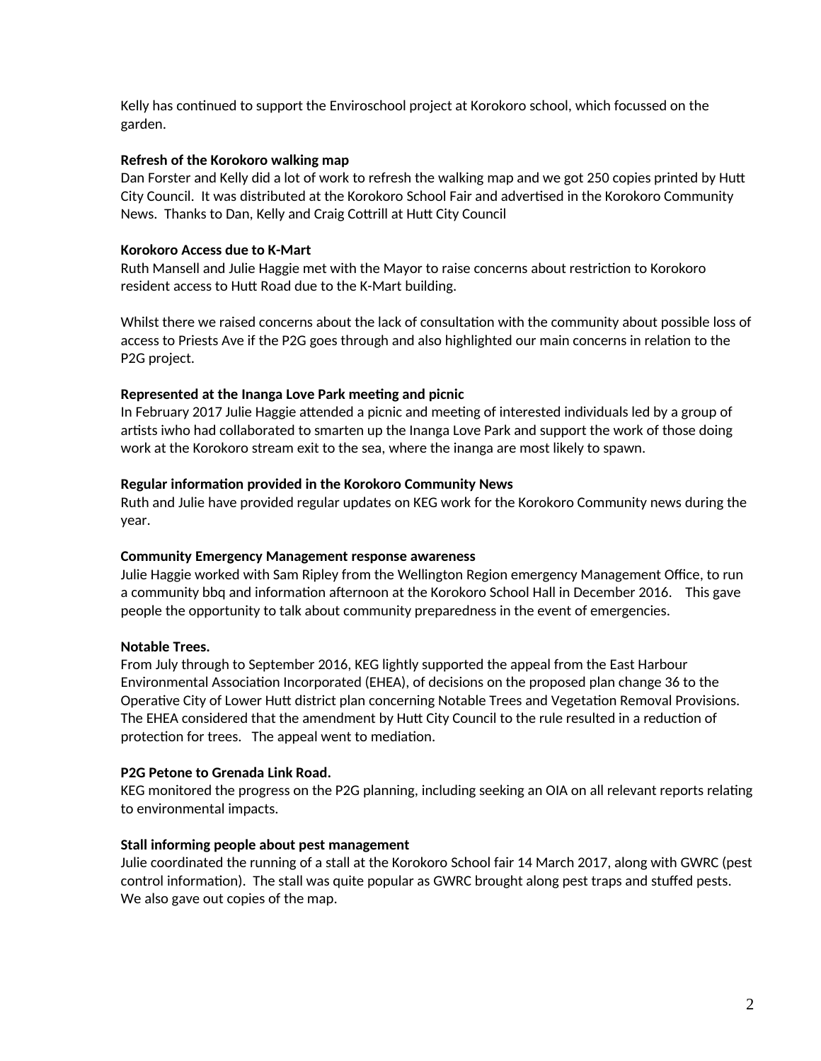Kelly has continued to support the Enviroschool project at Korokoro school, which focussed on the garden.

**Refresh of the Korokoro walking map**
Dan Forster and Kelly did a lot of work to refresh the walking map and we got 250 copies printed by Hutt City Council. It was distributed at the Korokoro School Fair and advertised in the Korokoro Community News. Thanks to Dan, Kelly and Craig Cottrill at Hutt City Council

**Korokoro Access due to K-Mart**
Ruth Mansell and Julie Haggie met with the Mayor to raise concerns about restriction to Korokoro resident access to Hutt Road due to the K-Mart building.

Whilst there we raised concerns about the lack of consultation with the community about possible loss of access to Priests Ave if the P2G goes through and also highlighted our main concerns in relation to the P2G project.

**Represented at the Inanga Love Park meeting and picnic**
In February 2017 Julie Haggie attended a picnic and meeting of interested individuals led by a group of artists iwho had collaborated to smarten up the Inanga Love Park and support the work of those doing work at the Korokoro stream exit to the sea, where the inanga are most likely to spawn.

**Regular information provided in the Korokoro Community News**
Ruth and Julie have provided regular updates on KEG work for the Korokoro Community news during the year.

**Community Emergency Management response awareness**
Julie Haggie worked with Sam Ripley from the Wellington Region emergency Management Office, to run a community bbq and information afternoon at the Korokoro School Hall in December 2016. This gave people the opportunity to talk about community preparedness in the event of emergencies.

**Notable Trees.**
From July through to September 2016, KEG lightly supported the appeal from the East Harbour Environmental Association Incorporated (EHEA), of decisions on the proposed plan change 36 to the Operative City of Lower Hutt district plan concerning Notable Trees and Vegetation Removal Provisions. The EHEA considered that the amendment by Hutt City Council to the rule resulted in a reduction of protection for trees. The appeal went to mediation.

**P2G Petone to Grenada Link Road.**
KEG monitored the progress on the P2G planning, including seeking an OIA on all relevant reports relating to environmental impacts.

**Stall informing people about pest management**
Julie coordinated the running of a stall at the Korokoro School fair 14 March 2017, along with GWRC (pest control information). The stall was quite popular as GWRC brought along pest traps and stuffed pests. We also gave out copies of the map.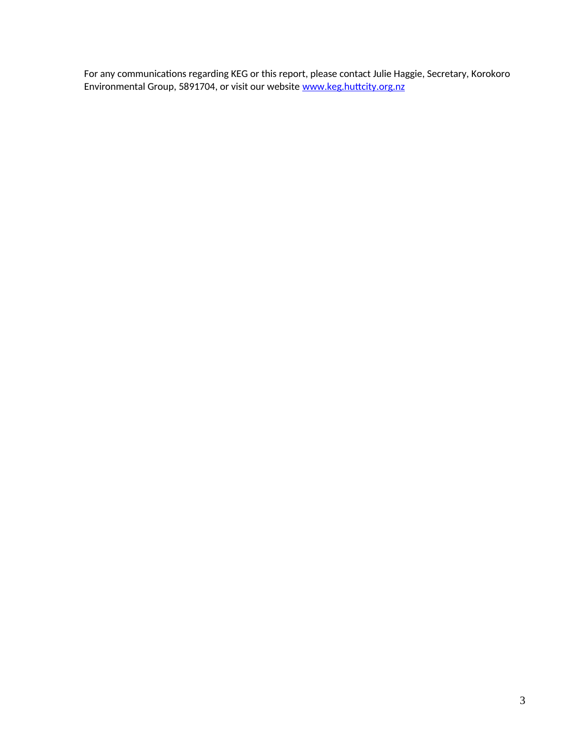For any communications regarding KEG or this report, please contact Julie Haggie, Secretary, Korokoro Environmental Group, 5891704, or visit our website [www.keg.huttcity.org.nz](http://www.keg.huttcity.org.nz)